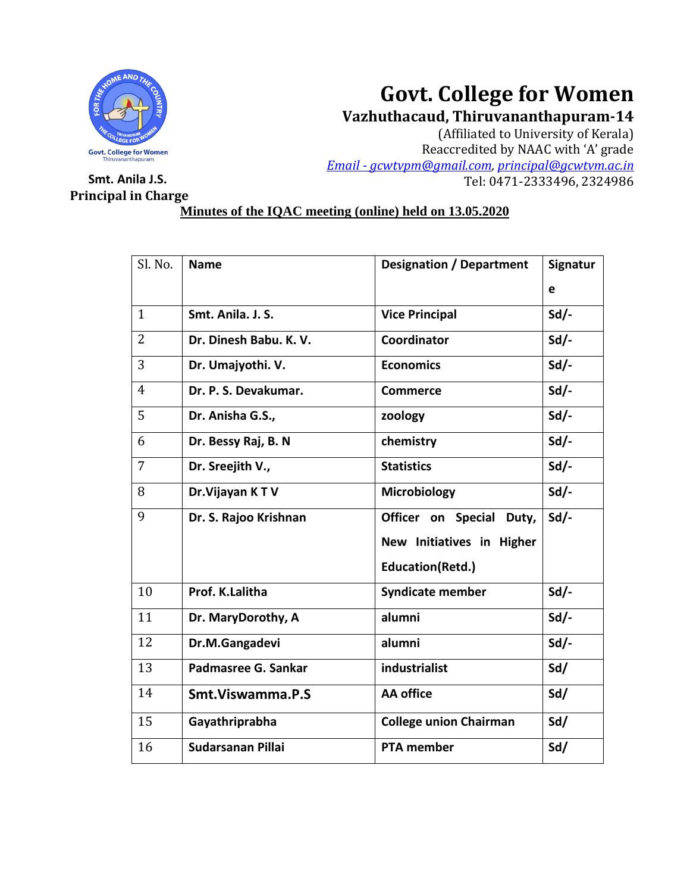# Govt. College for Women

**Vazhuthacaud, Thiruvananthapuram-14**

(Affiliated to University of Kerala)
Reaccredited by NAAC with 'A' grade
*Email - gcwtvpm@gmail.com, principal@gcwtvm.ac.in*
Tel: 0471-2333496, 2324986

**Smt. Anila J.S.**
**Principal in Charge**

**Minutes of the IQAC meeting (online) held on 13.05.2020**

| Sl. No. | Name | Designation / Department | Signature |
|---|---|---|---|
| 1 | **Smt. Anila. J. S.** | **Vice Principal** | **Sd/-** |
| 2 | **Dr. Dinesh Babu. K. V.** | **Coordinator** | **Sd/-** |
| 3 | **Dr. Umajyothi. V.** | **Economics** | **Sd/-** |
| 4 | **Dr. P. S. Devakumar.** | **Commerce** | **Sd/-** |
| 5 | **Dr. Anisha G.S.,** | **zoology** | **Sd/-** |
| 6 | **Dr. Bessy Raj, B. N** | **chemistry** | **Sd/-** |
| 7 | **Dr. Sreejith V.,** | **Statistics** | **Sd/-** |
| 8 | **Dr.Vijayan K T V** | **Microbiology** | **Sd/-** |
| 9 | **Dr. S. Rajoo Krishnan** | **Officer on Special Duty, New Initiatives in Higher Education(Retd.)** | **Sd/-** |
| 10 | **Prof. K.Lalitha** | **Syndicate member** | **Sd/-** |
| 11 | **Dr. MaryDorothy, A** | **alumni** | **Sd/-** |
| 12 | **Dr.M.Gangadevi** | **alumni** | **Sd/-** |
| 13 | **Padmasree G. Sankar** | **industrialist** | **Sd/** |
| 14 | **Smt.Viswamma.P.S** | **AA office** | **Sd/** |
| 15 | **Gayathriprabha** | **College union Chairman** | **Sd/** |
| 16 | **Sudarsanan Pillai** | **PTA member** | **Sd/** |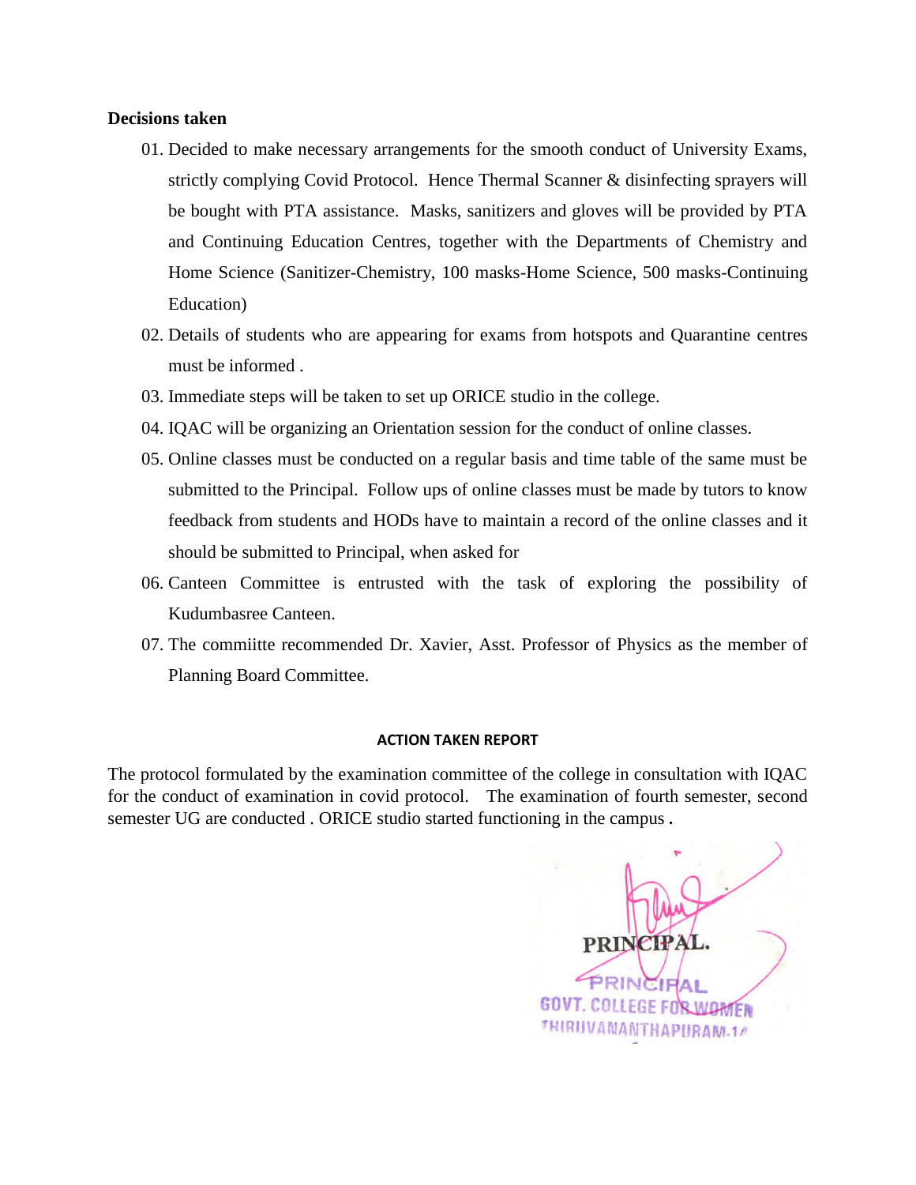**Decisions taken**

01. Decided to make necessary arrangements for the smooth conduct of University Exams, strictly complying Covid Protocol. Hence Thermal Scanner & disinfecting sprayers will be bought with PTA assistance. Masks, sanitizers and gloves will be provided by PTA and Continuing Education Centres, together with the Departments of Chemistry and Home Science (Sanitizer-Chemistry, 100 masks-Home Science, 500 masks-Continuing Education)
02. Details of students who are appearing for exams from hotspots and Quarantine centres must be informed .
03. Immediate steps will be taken to set up ORICE studio in the college.
04. IQAC will be organizing an Orientation session for the conduct of online classes.
05. Online classes must be conducted on a regular basis and time table of the same must be submitted to the Principal. Follow ups of online classes must be made by tutors to know feedback from students and HODs have to maintain a record of the online classes and it should be submitted to Principal, when asked for
06. Canteen Committee is entrusted with the task of exploring the possibility of Kudumbasree Canteen.
07. The commiittee recommended Dr. Xavier, Asst. Professor of Physics as the member of Planning Board Committee.

**ACTION TAKEN REPORT**

The protocol formulated by the examination committee of the college in consultation with IQAC for the conduct of examination in covid protocol. The examination of fourth semester, second semester UG are conducted . ORICE studio started functioning in the campus .

PRINCIPAL.

PRINCIPAL
GOVT. COLLEGE FOR WOMEN
THIRUVANANTHAPURAM-14